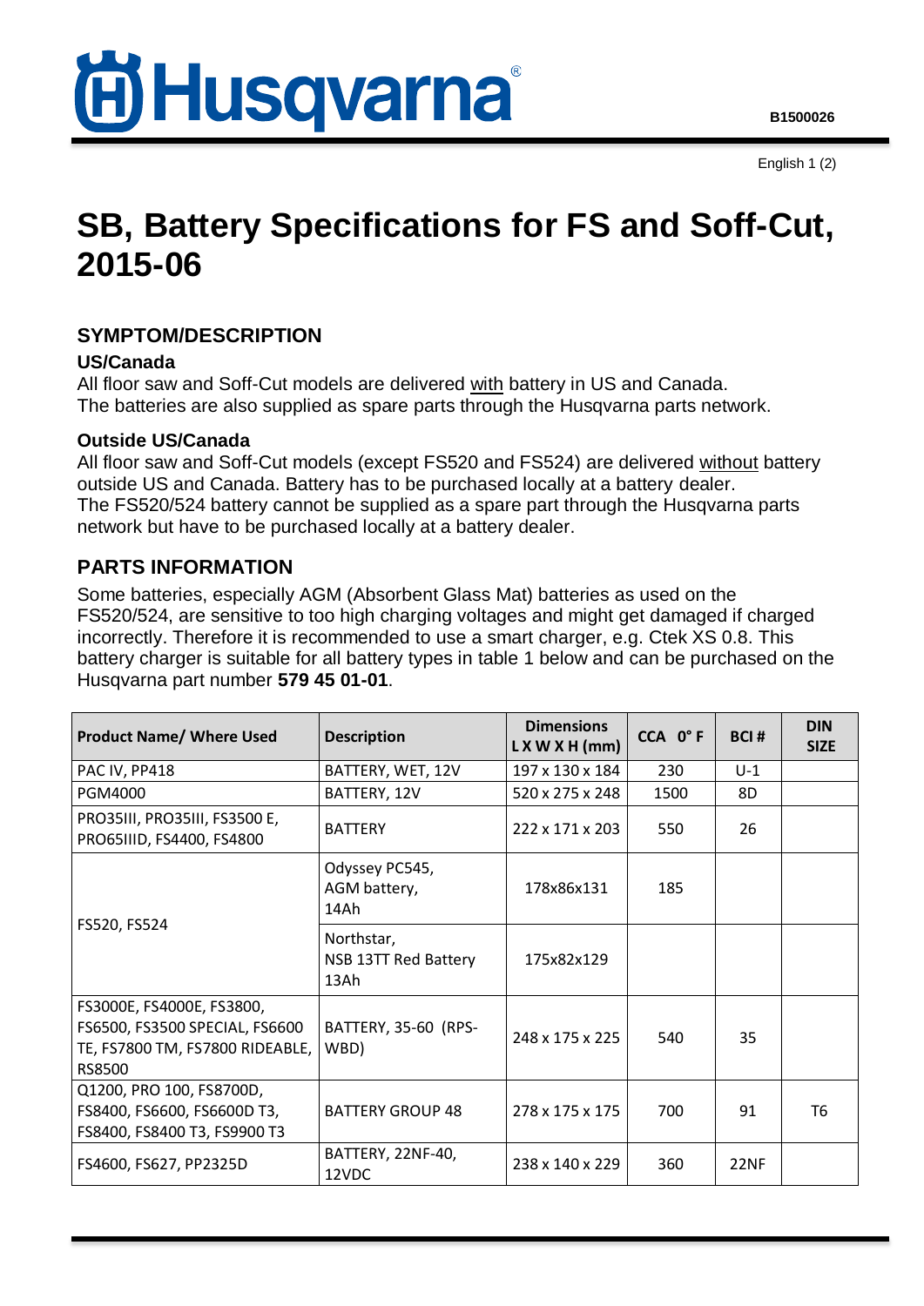B1500026

# SB, Battery Specifications for FS and Soff-Cut, 2015-06

## SYMPTOM/DESCRIPTION

### US/Canada

All floor saw and Soff-Cut models are delivered <u>with</u> battery in US and Canada.
The batteries are also supplied as spare parts through the Husqvarna parts network.

### Outside US/Canada

All floor saw and Soff-Cut models (except FS520 and FS524) are delivered <u>without</u> battery outside US and Canada. Battery has to be purchased locally at a battery dealer.
The FS520/524 battery cannot be supplied as a spare part through the Husqvarna parts network but have to be purchased locally at a battery dealer.

## PARTS INFORMATION

Some batteries, especially AGM (Absorbent Glass Mat) batteries as used on the FS520/524, are sensitive to too high charging voltages and might get damaged if charged incorrectly. Therefore it is recommended to use a smart charger, e.g. Ctek XS 0.8. This battery charger is suitable for all battery types in table 1 below and can be purchased on the Husqvarna part number **579 45 01-01**.

| Product Name/ Where Used | Description | Dimensions L X W X H (mm) | CCA 0° F | BCI # | DIN SIZE |
|---|---|---|---|---|---|
| PAC IV, PP418 | BATTERY, WET, 12V | 197 x 130 x 184 | 230 | U-1 | |
| PGM4000 | BATTERY, 12V | 520 x 275 x 248 | 1500 | 8D | |
| PRO35III, PRO35III, FS3500 E, PRO65IIID, FS4400, FS4800 | BATTERY | 222 x 171 x 203 | 550 | 26 | |
| FS520, FS524 | Odyssey PC545, AGM battery, 14Ah | 178x86x131 | 185 | | |
| | Northstar, NSB 13TT Red Battery 13Ah | 175x82x129 | | | |
| FS3000E, FS4000E, FS3800, FS6500, FS3500 SPECIAL, FS6600 TE, FS7800 TM, FS7800 RIDEABLE, RS8500 | BATTERY, 35-60 (RPS-WBD) | 248 x 175 x 225 | 540 | 35 | |
| Q1200, PRO 100, FS8700D, FS8400, FS6600, FS6600D T3, FS8400, FS8400 T3, FS9900 T3 | BATTERY GROUP 48 | 278 x 175 x 175 | 700 | 91 | T6 |
| FS4600, FS627, PP2325D | BATTERY, 22NF-40, 12VDC | 238 x 140 x 229 | 360 | 22NF | |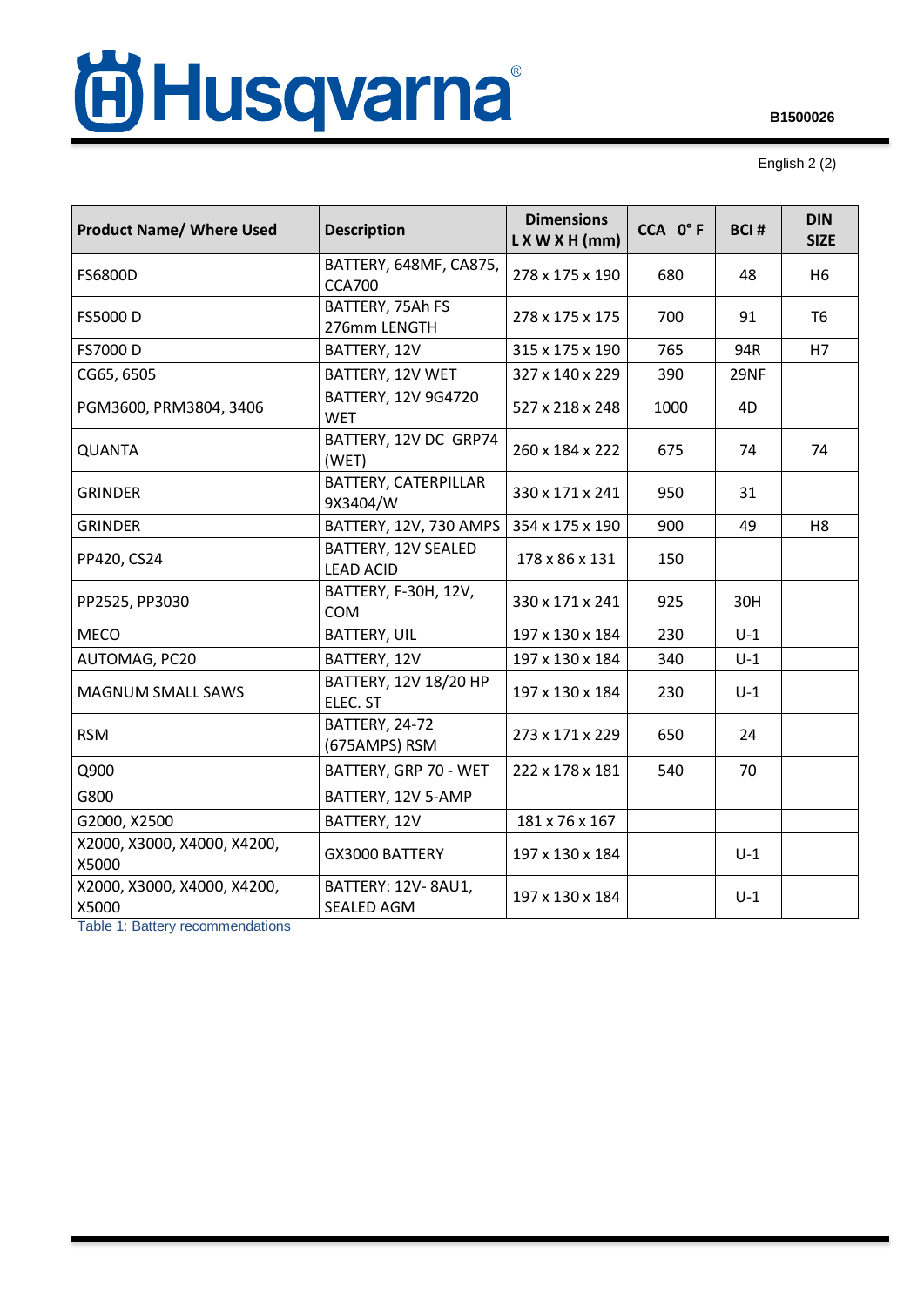| Product Name/ Where Used | Description | Dimensions L X W X H (mm) | CCA 0° F | BCI # | DIN SIZE |
|---|---|---|---|---|---|
| FS6800D | BATTERY, 648MF, CA875, CCA700 | 278 x 175 x 190 | 680 | 48 | H6 |
| FS5000 D | BATTERY, 75Ah FS 276mm LENGTH | 278 x 175 x 175 | 700 | 91 | T6 |
| FS7000 D | BATTERY, 12V | 315 x 175 x 190 | 765 | 94R | H7 |
| CG65, 6505 | BATTERY, 12V WET | 327 x 140 x 229 | 390 | 29NF | |
| PGM3600, PRM3804, 3406 | BATTERY, 12V 9G4720 WET | 527 x 218 x 248 | 1000 | 4D | |
| QUANTA | BATTERY, 12V DC GRP74 (WET) | 260 x 184 x 222 | 675 | 74 | 74 |
| GRINDER | BATTERY, CATERPILLAR 9X3404/W | 330 x 171 x 241 | 950 | 31 | |
| GRINDER | BATTERY, 12V, 730 AMPS | 354 x 175 x 190 | 900 | 49 | H8 |
| PP420, CS24 | BATTERY, 12V SEALED LEAD ACID | 178 x 86 x 131 | 150 | | |
| PP2525, PP3030 | BATTERY, F-30H, 12V, COM | 330 x 171 x 241 | 925 | 30H | |
| MECO | BATTERY, UIL | 197 x 130 x 184 | 230 | U-1 | |
| AUTOMAG, PC20 | BATTERY, 12V | 197 x 130 x 184 | 340 | U-1 | |
| MAGNUM SMALL SAWS | BATTERY, 12V 18/20 HP ELEC. ST | 197 x 130 x 184 | 230 | U-1 | |
| RSM | BATTERY, 24-72 (675AMPS) RSM | 273 x 171 x 229 | 650 | 24 | |
| Q900 | BATTERY, GRP 70 - WET | 222 x 178 x 181 | 540 | 70 | |
| G800 | BATTERY, 12V 5-AMP | | | | |
| G2000, X2500 | BATTERY, 12V | 181 x 76 x 167 | | | |
| X2000, X3000, X4000, X4200, X5000 | GX3000 BATTERY | 197 x 130 x 184 | | U-1 | |
| X2000, X3000, X4000, X4200, X5000 | BATTERY: 12V- 8AU1, SEALED AGM | 197 x 130 x 184 | | U-1 | |

Table 1: Battery recommendations